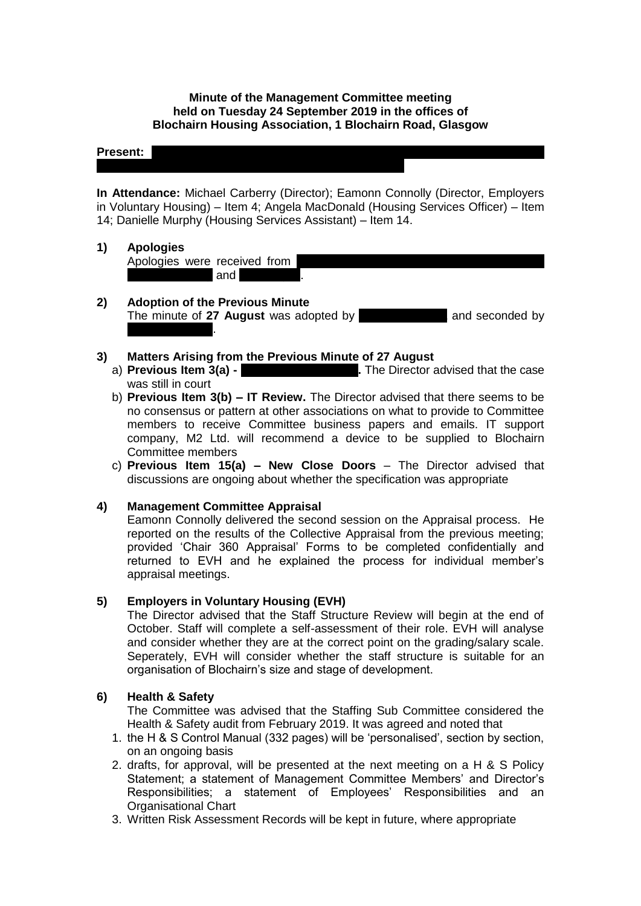**Minute of the Management Committee meeting held on Tuesday 24 September 2019 in the offices of Blochairn Housing Association, 1 Blochairn Road, Glasgow**

**Present:**

**In Attendance:** Michael Carberry (Director); Eamonn Connolly (Director, Employers in Voluntary Housing) – Item 4; Angela MacDonald (Housing Services Officer) – Item 14; Danielle Murphy (Housing Services Assistant) – Item 14.

**1) Apologies**

Apologies were received from and .

**2) Adoption of the Previous Minute**

The minute of **27 August** was adopted by and seconded by .

**3) Matters Arising from the Previous Minute of 27 August**

a) **Previous Item 3(a) - .** The Director advised that the case was still in court

b) **Previous Item 3(b) – IT Review.** The Director advised that there seems to be no consensus or pattern at other associations on what to provide to Committee members to receive Committee business papers and emails. IT support company, M2 Ltd. will recommend a device to be supplied to Blochairn Committee members

c) **Previous Item 15(a) – New Close Doors** – The Director advised that discussions are ongoing about whether the specification was appropriate

**4) Management Committee Appraisal**

Eamonn Connolly delivered the second session on the Appraisal process. He reported on the results of the Collective Appraisal from the previous meeting; provided 'Chair 360 Appraisal' Forms to be completed confidentially and returned to EVH and he explained the process for individual member's appraisal meetings.

**5) Employers in Voluntary Housing (EVH)**

The Director advised that the Staff Structure Review will begin at the end of October. Staff will complete a self-assessment of their role. EVH will analyse and consider whether they are at the correct point on the grading/salary scale. Seperately, EVH will consider whether the staff structure is suitable for an organisation of Blochairn's size and stage of development.

**6) Health & Safety**

The Committee was advised that the Staffing Sub Committee considered the Health & Safety audit from February 2019. It was agreed and noted that

1. the H & S Control Manual (332 pages) will be 'personalised', section by section, on an ongoing basis
2. drafts, for approval, will be presented at the next meeting on a H & S Policy Statement; a statement of Management Committee Members' and Director's Responsibilities; a statement of Employees' Responsibilities and an Organisational Chart
3. Written Risk Assessment Records will be kept in future, where appropriate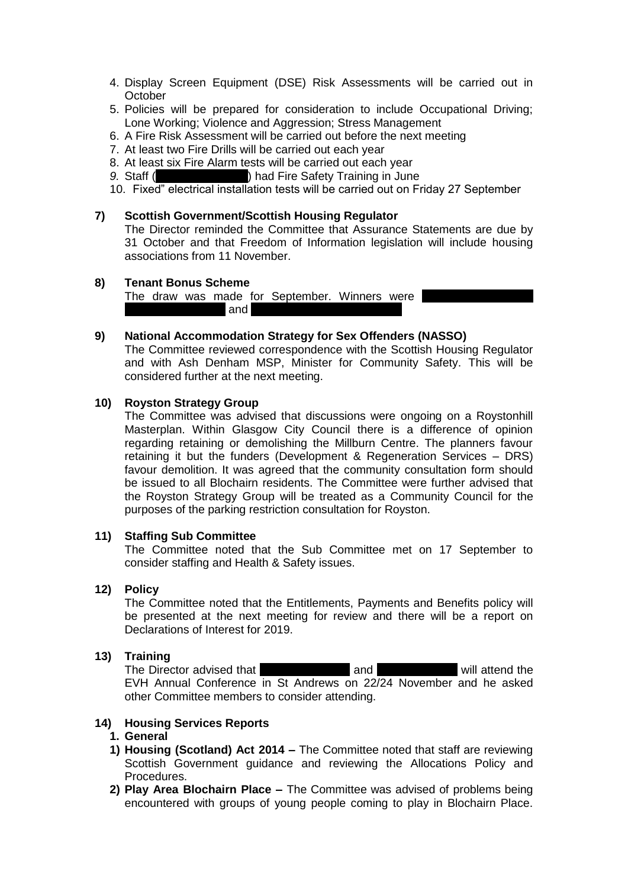4. Display Screen Equipment (DSE) Risk Assessments will be carried out in October
5. Policies will be prepared for consideration to include Occupational Driving; Lone Working; Violence and Aggression; Stress Management
6. A Fire Risk Assessment will be carried out before the next meeting
7. At least two Fire Drills will be carried out each year
8. At least six Fire Alarm tests will be carried out each year
9. Staff (                ) had Fire Safety Training in June
10. Fixed" electrical installation tests will be carried out on Friday 27 September

**7) Scottish Government/Scottish Housing Regulator**

The Director reminded the Committee that Assurance Statements are due by 31 October and that Freedom of Information legislation will include housing associations from 11 November.

**8) Tenant Bonus Scheme**

The draw was made for September. Winners were                  and

**9) National Accommodation Strategy for Sex Offenders (NASSO)**

The Committee reviewed correspondence with the Scottish Housing Regulator and with Ash Denham MSP, Minister for Community Safety. This will be considered further at the next meeting.

**10) Royston Strategy Group**

The Committee was advised that discussions were ongoing on a Roystonhill Masterplan. Within Glasgow City Council there is a difference of opinion regarding retaining or demolishing the Millburn Centre. The planners favour retaining it but the funders (Development & Regeneration Services – DRS) favour demolition. It was agreed that the community consultation form should be issued to all Blochairn residents. The Committee were further advised that the Royston Strategy Group will be treated as a Community Council for the purposes of the parking restriction consultation for Royston.

**11) Staffing Sub Committee**

The Committee noted that the Sub Committee met on 17 September to consider staffing and Health & Safety issues.

**12) Policy**

The Committee noted that the Entitlements, Payments and Benefits policy will be presented at the next meeting for review and there will be a report on Declarations of Interest for 2019.

**13) Training**

The Director advised that                and                will attend the EVH Annual Conference in St Andrews on 22/24 November and he asked other Committee members to consider attending.

**14) Housing Services Reports**

**1. General**

**1) Housing (Scotland) Act 2014 –** The Committee noted that staff are reviewing Scottish Government guidance and reviewing the Allocations Policy and Procedures.

**2) Play Area Blochairn Place –** The Committee was advised of problems being encountered with groups of young people coming to play in Blochairn Place.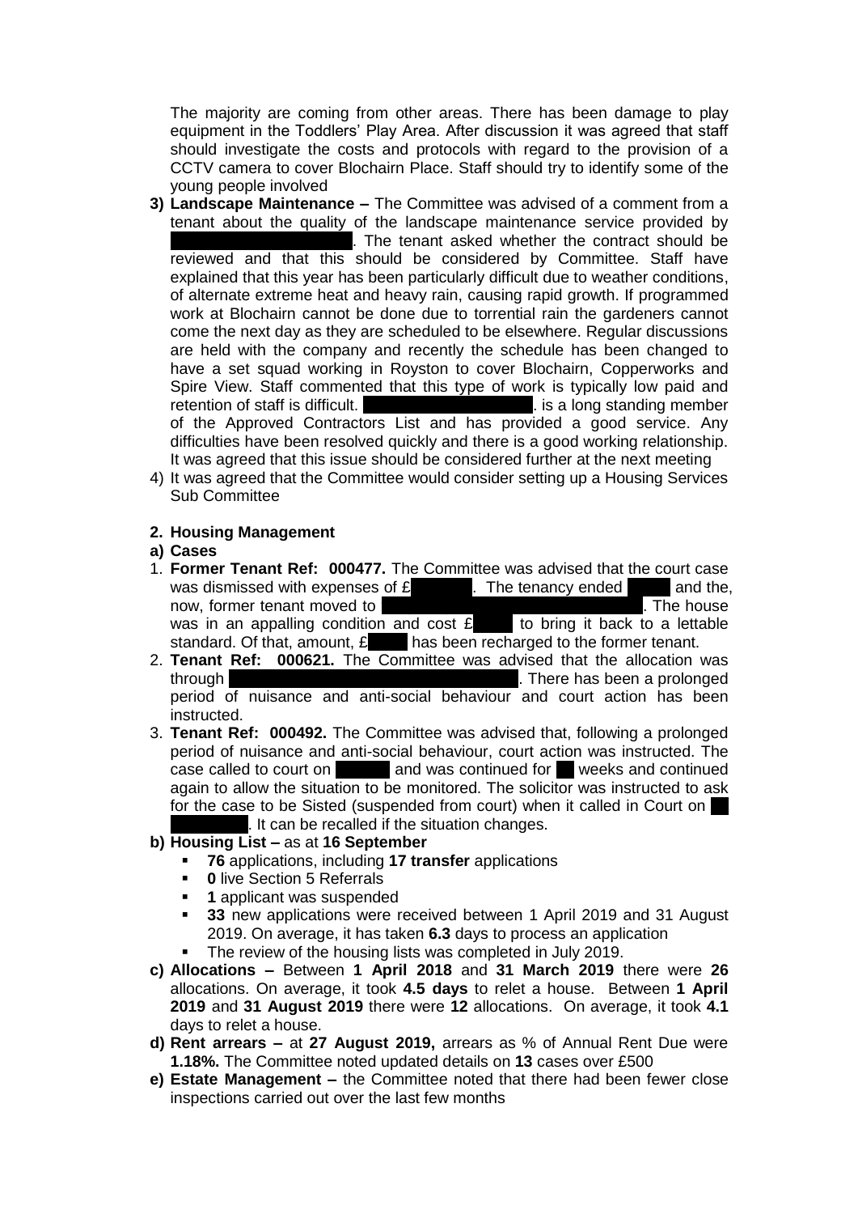The majority are coming from other areas. There has been damage to play equipment in the Toddlers' Play Area. After discussion it was agreed that staff should investigate the costs and protocols with regard to the provision of a CCTV camera to cover Blochairn Place. Staff should try to identify some of the young people involved

3) **Landscape Maintenance –** The Committee was advised of a comment from a tenant about the quality of the landscape maintenance service provided by ██████████. The tenant asked whether the contract should be reviewed and that this should be considered by Committee. Staff have explained that this year has been particularly difficult due to weather conditions, of alternate extreme heat and heavy rain, causing rapid growth. If programmed work at Blochairn cannot be done due to torrential rain the gardeners cannot come the next day as they are scheduled to be elsewhere. Regular discussions are held with the company and recently the schedule has been changed to have a set squad working in Royston to cover Blochairn, Copperworks and Spire View. Staff commented that this type of work is typically low paid and retention of staff is difficult. ██████████. is a long standing member of the Approved Contractors List and has provided a good service. Any difficulties have been resolved quickly and there is a good working relationship. It was agreed that this issue should be considered further at the next meeting
4) It was agreed that the Committee would consider setting up a Housing Services Sub Committee

**2. Housing Management**

**a) Cases**

1. **Former Tenant Ref: 000477.** The Committee was advised that the court case was dismissed with expenses of £██████. The tenancy ended ████ and the, now, former tenant moved to ██████████████. The house was in an appalling condition and cost £████ to bring it back to a lettable standard. Of that, amount, £████ has been recharged to the former tenant.
2. **Tenant Ref: 000621.** The Committee was advised that the allocation was through ██████████████. There has been a prolonged period of nuisance and anti-social behaviour and court action has been instructed.
3. **Tenant Ref: 000492.** The Committee was advised that, following a prolonged period of nuisance and anti-social behaviour, court action was instructed. The case called to court on ████ and was continued for ██ weeks and continued again to allow the situation to be monitored. The solicitor was instructed to ask for the case to be Sisted (suspended from court) when it called in Court on ██ ██████. It can be recalled if the situation changes.

**b) Housing List –** as at **16 September**

- **76** applications, including **17 transfer** applications
- **0** live Section 5 Referrals
- **1** applicant was suspended
- **33** new applications were received between 1 April 2019 and 31 August 2019. On average, it has taken **6.3** days to process an application
- The review of the housing lists was completed in July 2019.

**c) Allocations –** Between **1 April 2018** and **31 March 2019** there were **26** allocations. On average, it took **4.5 days** to relet a house. Between **1 April 2019** and **31 August 2019** there were **12** allocations. On average, it took **4.1** days to relet a house.

**d) Rent arrears –** at **27 August 2019,** arrears as % of Annual Rent Due were **1.18%.** The Committee noted updated details on **13** cases over £500

**e) Estate Management –** the Committee noted that there had been fewer close inspections carried out over the last few months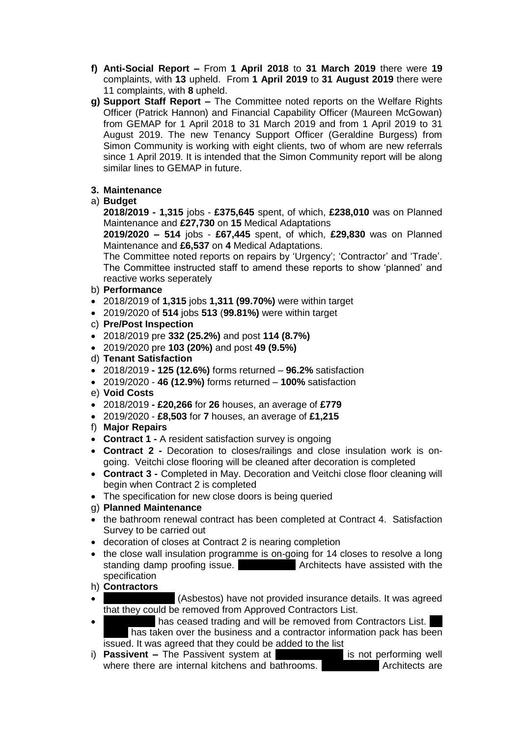- **f) Anti-Social Report –** From **1 April 2018** to **31 March 2019** there were **19** complaints, with **13** upheld. From **1 April 2019** to **31 August 2019** there were 11 complaints, with **8** upheld.
- **g) Support Staff Report –** The Committee noted reports on the Welfare Rights Officer (Patrick Hannon) and Financial Capability Officer (Maureen McGowan) from GEMAP for 1 April 2018 to 31 March 2019 and from 1 April 2019 to 31 August 2019. The new Tenancy Support Officer (Geraldine Burgess) from Simon Community is working with eight clients, two of whom are new referrals since 1 April 2019. It is intended that the Simon Community report will be along similar lines to GEMAP in future.

**3. Maintenance**

a) **Budget**

**2018/2019 - 1,315** jobs - **£375,645** spent, of which, **£238,010** was on Planned Maintenance and **£27,730** on **15** Medical Adaptations

**2019/2020 – 514** jobs - **£67,445** spent, of which, **£29,830** was on Planned Maintenance and **£6,537** on **4** Medical Adaptations.

The Committee noted reports on repairs by 'Urgency'; 'Contractor' and 'Trade'. The Committee instructed staff to amend these reports to show 'planned' and reactive works seperately

b) **Performance**

- 2018/2019 of **1,315** jobs **1,311 (99.70%)** were within target
- 2019/2020 of **514** jobs **513** (**99.81%)** were within target

c) **Pre/Post Inspection**

- 2018/2019 pre **332 (25.2%)** and post **114 (8.7%)**
- 2019/2020 pre **103 (20%)** and post **49 (9.5%)**

d) **Tenant Satisfaction**

- 2018/2019 **- 125 (12.6%)** forms returned – **96.2%** satisfaction
- 2019/2020 - **46 (12.9%)** forms returned – **100%** satisfaction

e) **Void Costs**

- 2018/2019 **- £20,266** for **26** houses, an average of **£779**
- 2019/2020 - **£8,503** for **7** houses, an average of **£1,215**

f) **Major Repairs**

- **Contract 1 -** A resident satisfaction survey is ongoing
- **Contract 2 -** Decoration to closes/railings and close insulation work is on-going. Veitchi close flooring will be cleaned after decoration is completed
- **Contract 3 -** Completed in May. Decoration and Veitchi close floor cleaning will begin when Contract 2 is completed
- The specification for new close doors is being queried

g) **Planned Maintenance**

- the bathroom renewal contract has been completed at Contract 4. Satisfaction Survey to be carried out
- decoration of closes at Contract 2 is nearing completion
- the close wall insulation programme is on-going for 14 closes to resolve a long standing damp proofing issue. [REDACTED] Architects have assisted with the specification

h) **Contractors**

- [REDACTED] (Asbestos) have not provided insurance details. It was agreed that they could be removed from Approved Contractors List.
- [REDACTED] has ceased trading and will be removed from Contractors List. [REDACTED] has taken over the business and a contractor information pack has been issued. It was agreed that they could be added to the list

i) **Passivent –** The Passivent system at [REDACTED] is not performing well where there are internal kitchens and bathrooms. [REDACTED] Architects are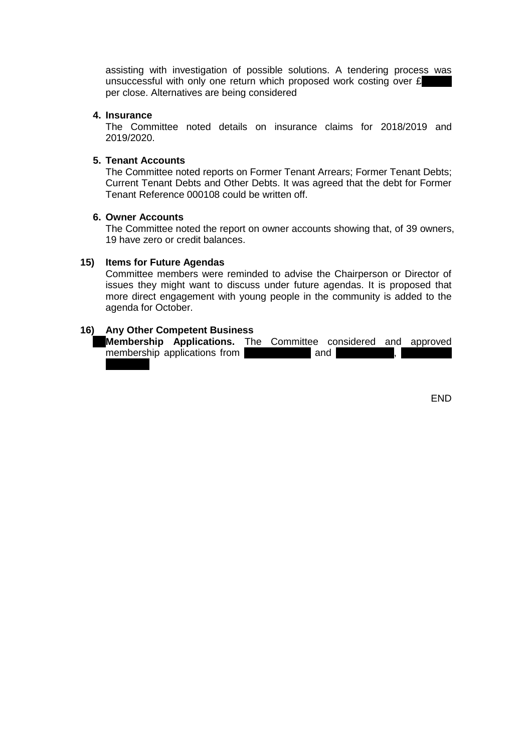assisting with investigation of possible solutions. A tendering process was unsuccessful with only one return which proposed work costing over £ per close. Alternatives are being considered

4. **Insurance**
   The Committee noted details on insurance claims for 2018/2019 and 2019/2020.

5. **Tenant Accounts**
   The Committee noted reports on Former Tenant Arrears; Former Tenant Debts; Current Tenant Debts and Other Debts. It was agreed that the debt for Former Tenant Reference 000108 could be written off.

6. **Owner Accounts**
   The Committee noted the report on owner accounts showing that, of 39 owners, 19 have zero or credit balances.

**15) Items for Future Agendas**

Committee members were reminded to advise the Chairperson or Director of issues they might want to discuss under future agendas. It is proposed that more direct engagement with young people in the community is added to the agenda for October.

**16) Any Other Competent Business**

**Membership Applications.** The Committee considered and approved membership applications from and ,

END